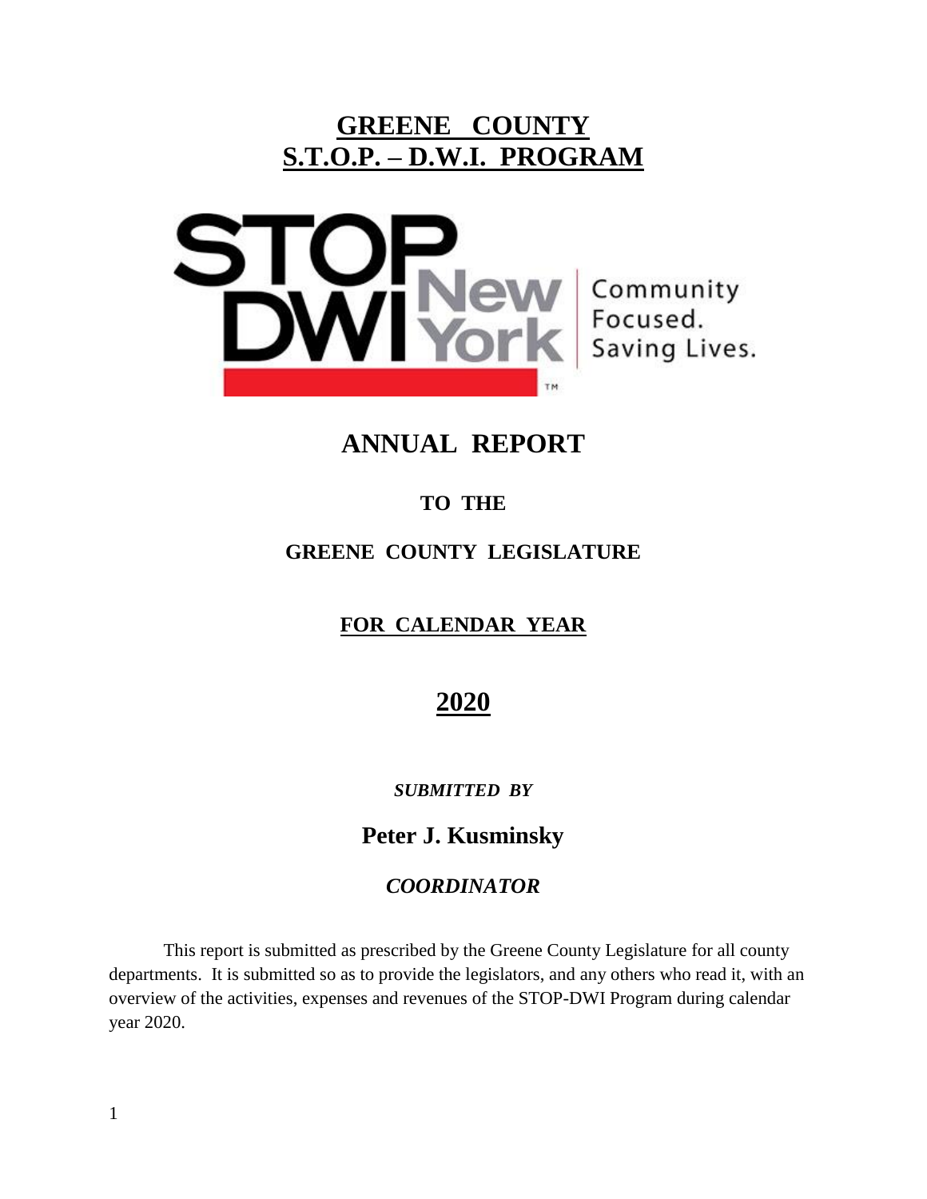# GREENE COUNTY
# S.T.O.P. – D.W.I. PROGRAM

STOP DWI New York — Community Focused. Saving Lives.

## ANNUAL REPORT

### TO THE

### GREENE COUNTY LEGISLATURE

### FOR CALENDAR YEAR

## 2020

***SUBMITTED BY***

**Peter J. Kusminsky**

***COORDINATOR***

This report is submitted as prescribed by the Greene County Legislature for all county departments. It is submitted so as to provide the legislators, and any others who read it, with an overview of the activities, expenses and revenues of the STOP-DWI Program during calendar year 2020.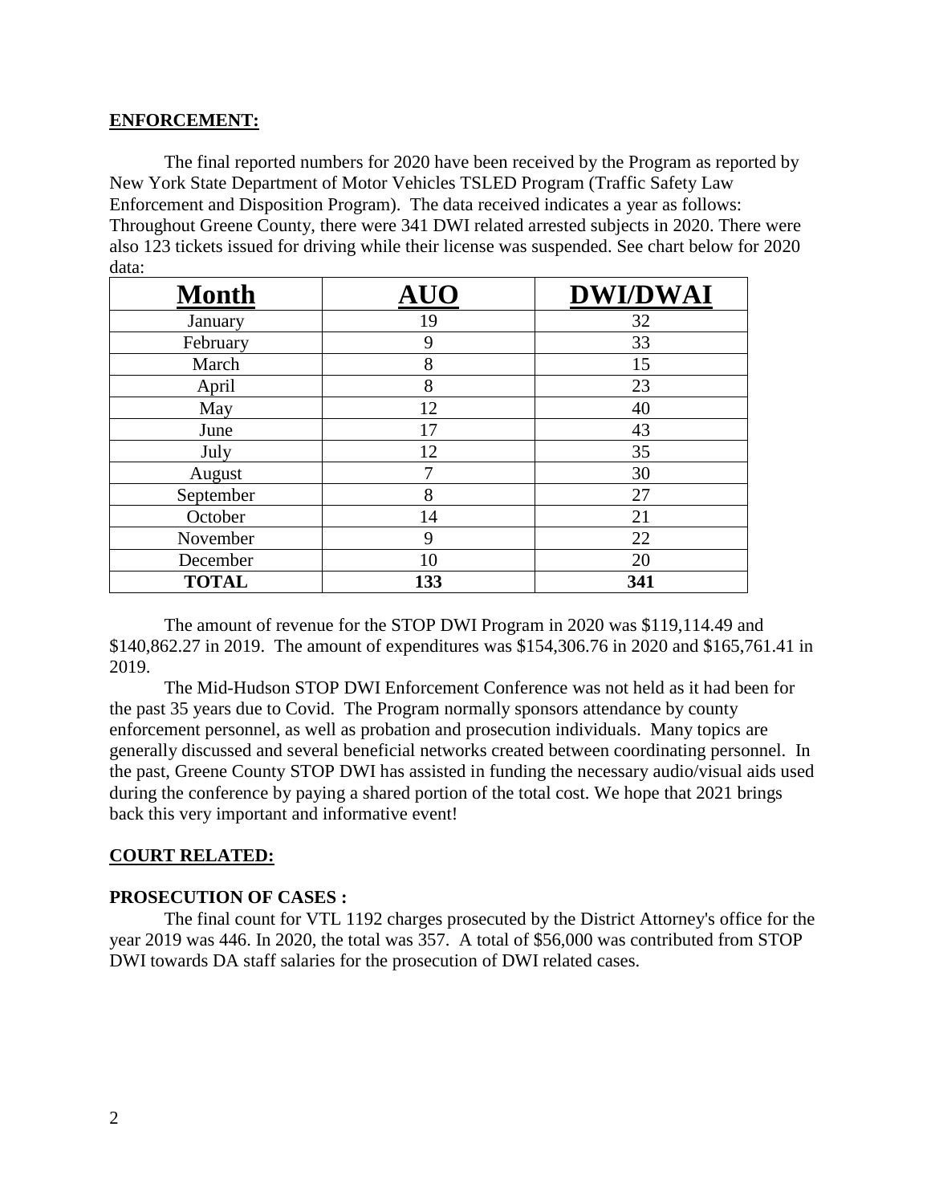## ENFORCEMENT:

The final reported numbers for 2020 have been received by the Program as reported by New York State Department of Motor Vehicles TSLED Program (Traffic Safety Law Enforcement and Disposition Program). The data received indicates a year as follows: Throughout Greene County, there were 341 DWI related arrested subjects in 2020. There were also 123 tickets issued for driving while their license was suspended. See chart below for 2020 data:

| Month | AUO | DWI/DWAI |
|---|---|---|
| January | 19 | 32 |
| February | 9 | 33 |
| March | 8 | 15 |
| April | 8 | 23 |
| May | 12 | 40 |
| June | 17 | 43 |
| July | 12 | 35 |
| August | 7 | 30 |
| September | 8 | 27 |
| October | 14 | 21 |
| November | 9 | 22 |
| December | 10 | 20 |
| **TOTAL** | **133** | **341** |

The amount of revenue for the STOP DWI Program in 2020 was $119,114.49 and $140,862.27 in 2019. The amount of expenditures was $154,306.76 in 2020 and $165,761.41 in 2019.

The Mid-Hudson STOP DWI Enforcement Conference was not held as it had been for the past 35 years due to Covid. The Program normally sponsors attendance by county enforcement personnel, as well as probation and prosecution individuals. Many topics are generally discussed and several beneficial networks created between coordinating personnel. In the past, Greene County STOP DWI has assisted in funding the necessary audio/visual aids used during the conference by paying a shared portion of the total cost. We hope that 2021 brings back this very important and informative event!

## COURT RELATED:

### PROSECUTION OF CASES :

The final count for VTL 1192 charges prosecuted by the District Attorney's office for the year 2019 was 446. In 2020, the total was 357. A total of $56,000 was contributed from STOP DWI towards DA staff salaries for the prosecution of DWI related cases.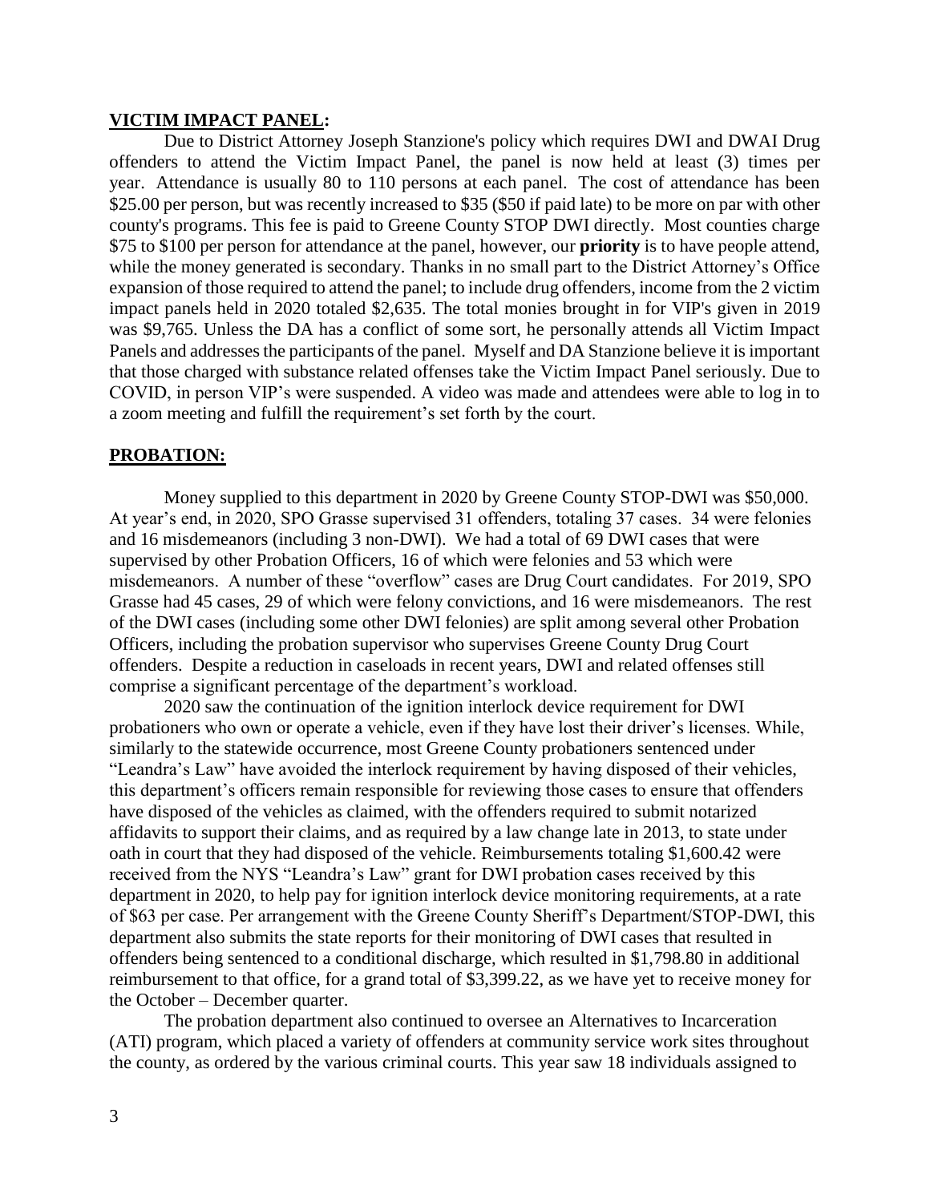## VICTIM IMPACT PANEL:

Due to District Attorney Joseph Stanzione's policy which requires DWI and DWAI Drug offenders to attend the Victim Impact Panel, the panel is now held at least (3) times per year. Attendance is usually 80 to 110 persons at each panel. The cost of attendance has been \$25.00 per person, but was recently increased to \$35 (\$50 if paid late) to be more on par with other county's programs. This fee is paid to Greene County STOP DWI directly. Most counties charge \$75 to \$100 per person for attendance at the panel, however, our **priority** is to have people attend, while the money generated is secondary. Thanks in no small part to the District Attorney's Office expansion of those required to attend the panel; to include drug offenders, income from the 2 victim impact panels held in 2020 totaled \$2,635. The total monies brought in for VIP's given in 2019 was \$9,765. Unless the DA has a conflict of some sort, he personally attends all Victim Impact Panels and addresses the participants of the panel. Myself and DA Stanzione believe it is important that those charged with substance related offenses take the Victim Impact Panel seriously. Due to COVID, in person VIP's were suspended. A video was made and attendees were able to log in to a zoom meeting and fulfill the requirement's set forth by the court.

## PROBATION:

Money supplied to this department in 2020 by Greene County STOP-DWI was \$50,000. At year's end, in 2020, SPO Grasse supervised 31 offenders, totaling 37 cases. 34 were felonies and 16 misdemeanors (including 3 non-DWI). We had a total of 69 DWI cases that were supervised by other Probation Officers, 16 of which were felonies and 53 which were misdemeanors. A number of these "overflow" cases are Drug Court candidates. For 2019, SPO Grasse had 45 cases, 29 of which were felony convictions, and 16 were misdemeanors. The rest of the DWI cases (including some other DWI felonies) are split among several other Probation Officers, including the probation supervisor who supervises Greene County Drug Court offenders. Despite a reduction in caseloads in recent years, DWI and related offenses still comprise a significant percentage of the department's workload.

2020 saw the continuation of the ignition interlock device requirement for DWI probationers who own or operate a vehicle, even if they have lost their driver's licenses. While, similarly to the statewide occurrence, most Greene County probationers sentenced under "Leandra's Law" have avoided the interlock requirement by having disposed of their vehicles, this department's officers remain responsible for reviewing those cases to ensure that offenders have disposed of the vehicles as claimed, with the offenders required to submit notarized affidavits to support their claims, and as required by a law change late in 2013, to state under oath in court that they had disposed of the vehicle. Reimbursements totaling \$1,600.42 were received from the NYS "Leandra's Law" grant for DWI probation cases received by this department in 2020, to help pay for ignition interlock device monitoring requirements, at a rate of \$63 per case. Per arrangement with the Greene County Sheriff's Department/STOP-DWI, this department also submits the state reports for their monitoring of DWI cases that resulted in offenders being sentenced to a conditional discharge, which resulted in \$1,798.80 in additional reimbursement to that office, for a grand total of \$3,399.22, as we have yet to receive money for the October – December quarter.

The probation department also continued to oversee an Alternatives to Incarceration (ATI) program, which placed a variety of offenders at community service work sites throughout the county, as ordered by the various criminal courts. This year saw 18 individuals assigned to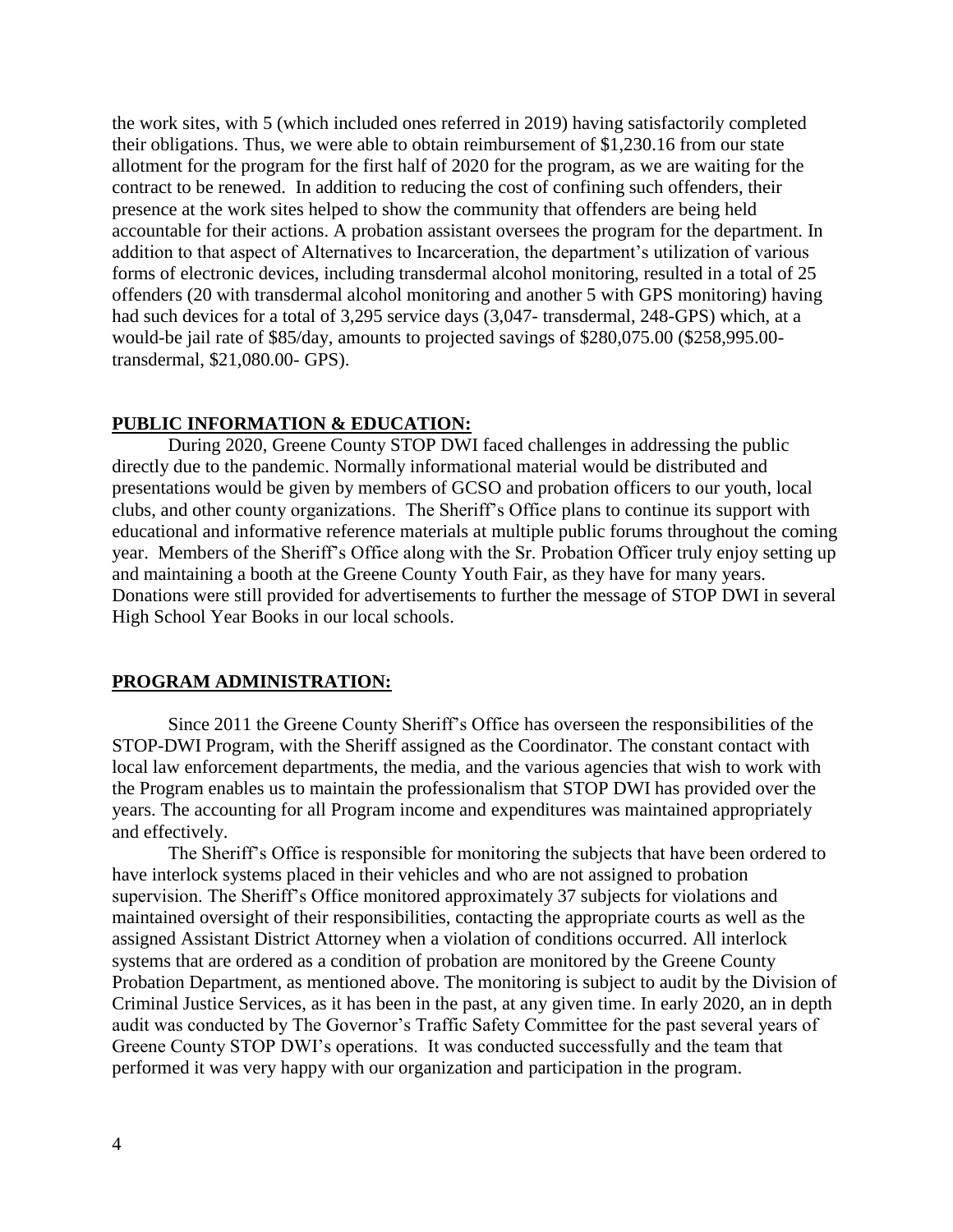the work sites, with 5 (which included ones referred in 2019) having satisfactorily completed their obligations. Thus, we were able to obtain reimbursement of $1,230.16 from our state allotment for the program for the first half of 2020 for the program, as we are waiting for the contract to be renewed. In addition to reducing the cost of confining such offenders, their presence at the work sites helped to show the community that offenders are being held accountable for their actions. A probation assistant oversees the program for the department. In addition to that aspect of Alternatives to Incarceration, the department's utilization of various forms of electronic devices, including transdermal alcohol monitoring, resulted in a total of 25 offenders (20 with transdermal alcohol monitoring and another 5 with GPS monitoring) having had such devices for a total of 3,295 service days (3,047- transdermal, 248-GPS) which, at a would-be jail rate of $85/day, amounts to projected savings of $280,075.00 ($258,995.00- transdermal, $21,080.00- GPS).

## PUBLIC INFORMATION & EDUCATION:

During 2020, Greene County STOP DWI faced challenges in addressing the public directly due to the pandemic. Normally informational material would be distributed and presentations would be given by members of GCSO and probation officers to our youth, local clubs, and other county organizations. The Sheriff's Office plans to continue its support with educational and informative reference materials at multiple public forums throughout the coming year. Members of the Sheriff's Office along with the Sr. Probation Officer truly enjoy setting up and maintaining a booth at the Greene County Youth Fair, as they have for many years. Donations were still provided for advertisements to further the message of STOP DWI in several High School Year Books in our local schools.

## PROGRAM ADMINISTRATION:

Since 2011 the Greene County Sheriff's Office has overseen the responsibilities of the STOP-DWI Program, with the Sheriff assigned as the Coordinator. The constant contact with local law enforcement departments, the media, and the various agencies that wish to work with the Program enables us to maintain the professionalism that STOP DWI has provided over the years. The accounting for all Program income and expenditures was maintained appropriately and effectively.

The Sheriff's Office is responsible for monitoring the subjects that have been ordered to have interlock systems placed in their vehicles and who are not assigned to probation supervision. The Sheriff's Office monitored approximately 37 subjects for violations and maintained oversight of their responsibilities, contacting the appropriate courts as well as the assigned Assistant District Attorney when a violation of conditions occurred. All interlock systems that are ordered as a condition of probation are monitored by the Greene County Probation Department, as mentioned above. The monitoring is subject to audit by the Division of Criminal Justice Services, as it has been in the past, at any given time. In early 2020, an in depth audit was conducted by The Governor's Traffic Safety Committee for the past several years of Greene County STOP DWI's operations. It was conducted successfully and the team that performed it was very happy with our organization and participation in the program.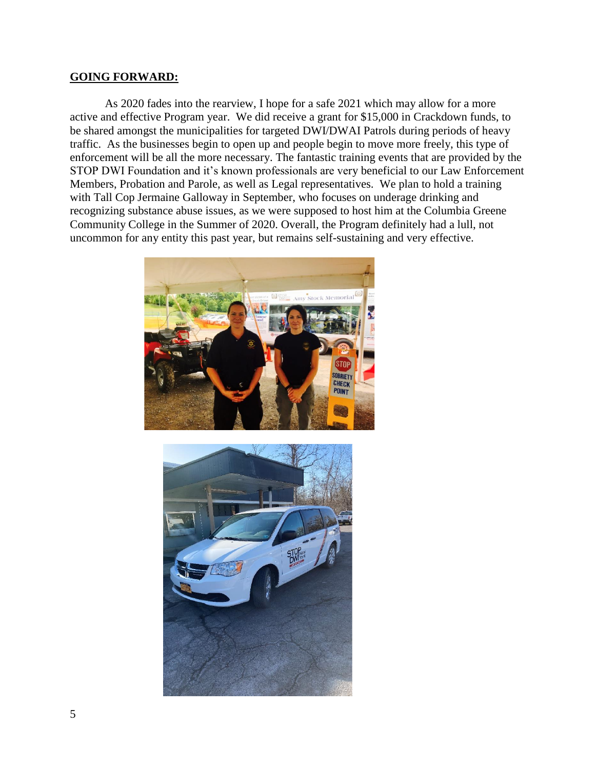**GOING FORWARD:**

As 2020 fades into the rearview, I hope for a safe 2021 which may allow for a more active and effective Program year. We did receive a grant for $15,000 in Crackdown funds, to be shared amongst the municipalities for targeted DWI/DWAI Patrols during periods of heavy traffic. As the businesses begin to open up and people begin to move more freely, this type of enforcement will be all the more necessary. The fantastic training events that are provided by the STOP DWI Foundation and it's known professionals are very beneficial to our Law Enforcement Members, Probation and Parole, as well as Legal representatives. We plan to hold a training with Tall Cop Jermaine Galloway in September, who focuses on underage drinking and recognizing substance abuse issues, as we were supposed to host him at the Columbia Greene Community College in the Summer of 2020. Overall, the Program definitely had a lull, not uncommon for any entity this past year, but remains self-sustaining and very effective.